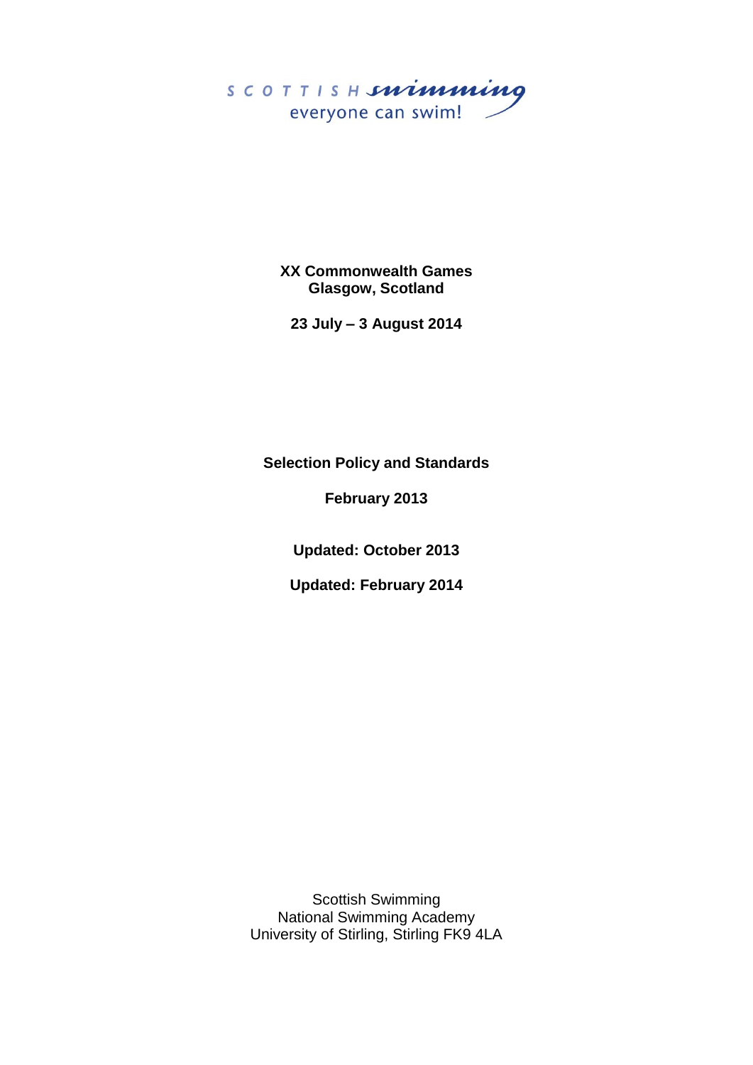SCOTTISH swimming
everyone can swim!

**XX Commonwealth Games**
**Glasgow, Scotland**

**23 July – 3 August 2014**

**Selection Policy and Standards**

**February 2013**

**Updated: October 2013**

**Updated: February 2014**

Scottish Swimming
National Swimming Academy
University of Stirling, Stirling FK9 4LA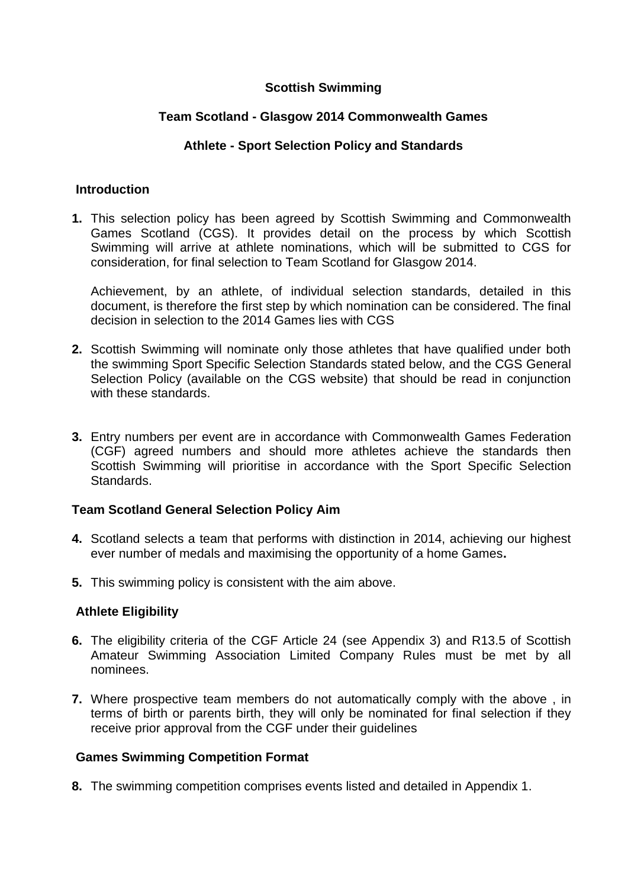**Scottish Swimming**

**Team Scotland - Glasgow 2014 Commonwealth Games**

**Athlete - Sport Selection Policy and Standards**

## Introduction

**1.** This selection policy has been agreed by Scottish Swimming and Commonwealth Games Scotland (CGS). It provides detail on the process by which Scottish Swimming will arrive at athlete nominations, which will be submitted to CGS for consideration, for final selection to Team Scotland for Glasgow 2014.

Achievement, by an athlete, of individual selection standards, detailed in this document, is therefore the first step by which nomination can be considered. The final decision in selection to the 2014 Games lies with CGS

**2.** Scottish Swimming will nominate only those athletes that have qualified under both the swimming Sport Specific Selection Standards stated below, and the CGS General Selection Policy (available on the CGS website) that should be read in conjunction with these standards.

**3.** Entry numbers per event are in accordance with Commonwealth Games Federation (CGF) agreed numbers and should more athletes achieve the standards then Scottish Swimming will prioritise in accordance with the Sport Specific Selection Standards.

## Team Scotland General Selection Policy Aim

**4.** Scotland selects a team that performs with distinction in 2014, achieving our highest ever number of medals and maximising the opportunity of a home Games**.**

**5.** This swimming policy is consistent with the aim above.

## Athlete Eligibility

**6.** The eligibility criteria of the CGF Article 24 (see Appendix 3) and R13.5 of Scottish Amateur Swimming Association Limited Company Rules must be met by all nominees.

**7.** Where prospective team members do not automatically comply with the above , in terms of birth or parents birth, they will only be nominated for final selection if they receive prior approval from the CGF under their guidelines

## Games Swimming Competition Format

**8.** The swimming competition comprises events listed and detailed in Appendix 1.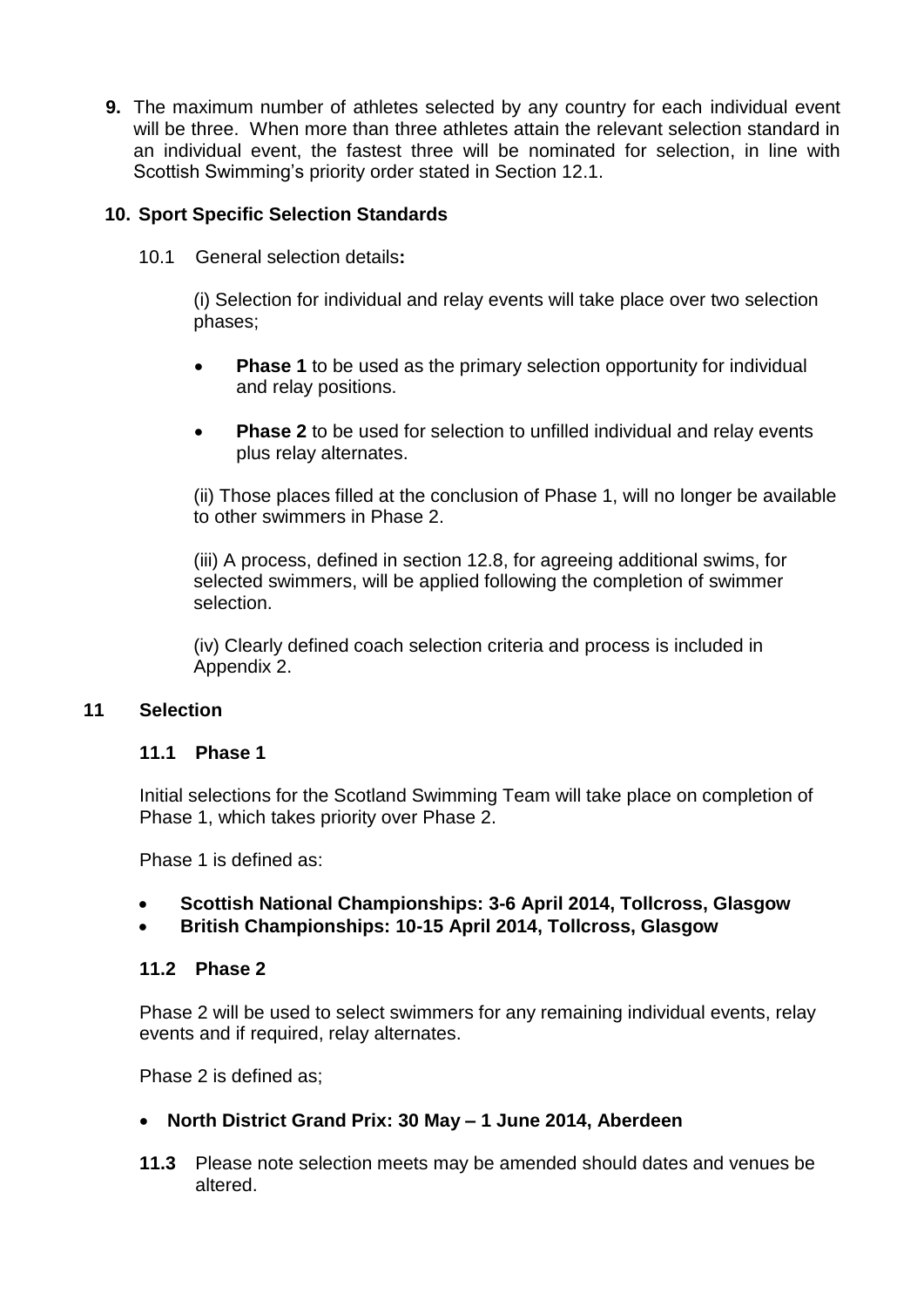**9.** The maximum number of athletes selected by any country for each individual event will be three. When more than three athletes attain the relevant selection standard in an individual event, the fastest three will be nominated for selection, in line with Scottish Swimming's priority order stated in Section 12.1.

## 10. Sport Specific Selection Standards

10.1 General selection details**:**

(i) Selection for individual and relay events will take place over two selection phases;

- **Phase 1** to be used as the primary selection opportunity for individual and relay positions.
- **Phase 2** to be used for selection to unfilled individual and relay events plus relay alternates.

(ii) Those places filled at the conclusion of Phase 1, will no longer be available to other swimmers in Phase 2.

(iii) A process, defined in section 12.8, for agreeing additional swims, for selected swimmers, will be applied following the completion of swimmer selection.

(iv) Clearly defined coach selection criteria and process is included in Appendix 2.

## 11 Selection

### 11.1 Phase 1

Initial selections for the Scotland Swimming Team will take place on completion of Phase 1, which takes priority over Phase 2.

Phase 1 is defined as:

- **Scottish National Championships: 3-6 April 2014, Tollcross, Glasgow**
- **British Championships: 10-15 April 2014, Tollcross, Glasgow**

### 11.2 Phase 2

Phase 2 will be used to select swimmers for any remaining individual events, relay events and if required, relay alternates.

Phase 2 is defined as;

- **North District Grand Prix: 30 May – 1 June 2014, Aberdeen**

**11.3** Please note selection meets may be amended should dates and venues be altered.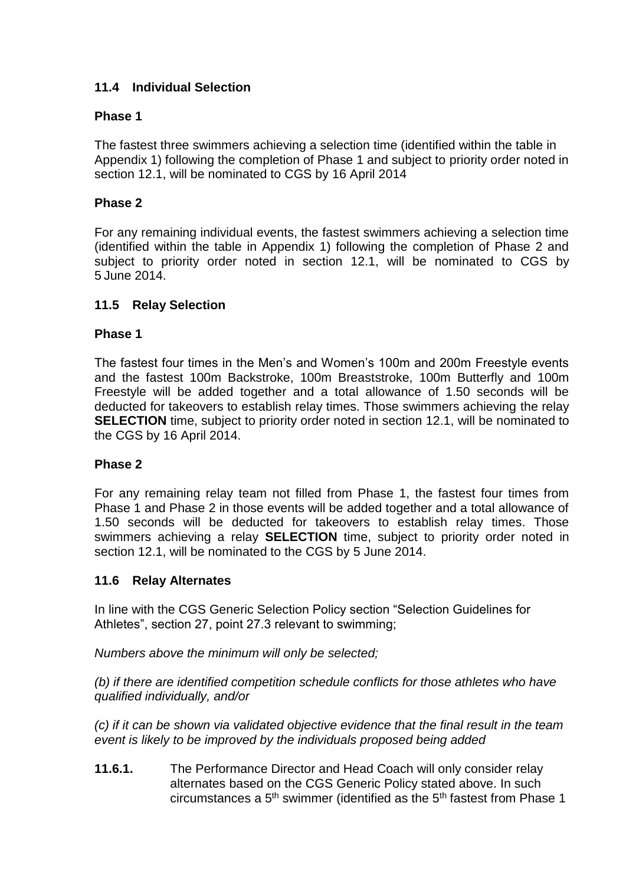### 11.4 Individual Selection

**Phase 1**

The fastest three swimmers achieving a selection time (identified within the table in Appendix 1) following the completion of Phase 1 and subject to priority order noted in section 12.1, will be nominated to CGS by 16 April 2014

**Phase 2**

For any remaining individual events, the fastest swimmers achieving a selection time (identified within the table in Appendix 1) following the completion of Phase 2 and subject to priority order noted in section 12.1, will be nominated to CGS by 5 June 2014.

### 11.5 Relay Selection

**Phase 1**

The fastest four times in the Men's and Women's 100m and 200m Freestyle events and the fastest 100m Backstroke, 100m Breaststroke, 100m Butterfly and 100m Freestyle will be added together and a total allowance of 1.50 seconds will be deducted for takeovers to establish relay times. Those swimmers achieving the relay **SELECTION** time, subject to priority order noted in section 12.1, will be nominated to the CGS by 16 April 2014.

**Phase 2**

For any remaining relay team not filled from Phase 1, the fastest four times from Phase 1 and Phase 2 in those events will be added together and a total allowance of 1.50 seconds will be deducted for takeovers to establish relay times. Those swimmers achieving a relay **SELECTION** time, subject to priority order noted in section 12.1, will be nominated to the CGS by 5 June 2014.

### 11.6 Relay Alternates

In line with the CGS Generic Selection Policy section "Selection Guidelines for Athletes", section 27, point 27.3 relevant to swimming;

*Numbers above the minimum will only be selected;*

*(b) if there are identified competition schedule conflicts for those athletes who have qualified individually, and/or*

*(c) if it can be shown via validated objective evidence that the final result in the team event is likely to be improved by the individuals proposed being added*

**11.6.1.** The Performance Director and Head Coach will only consider relay alternates based on the CGS Generic Policy stated above. In such circumstances a 5th swimmer (identified as the 5th fastest from Phase 1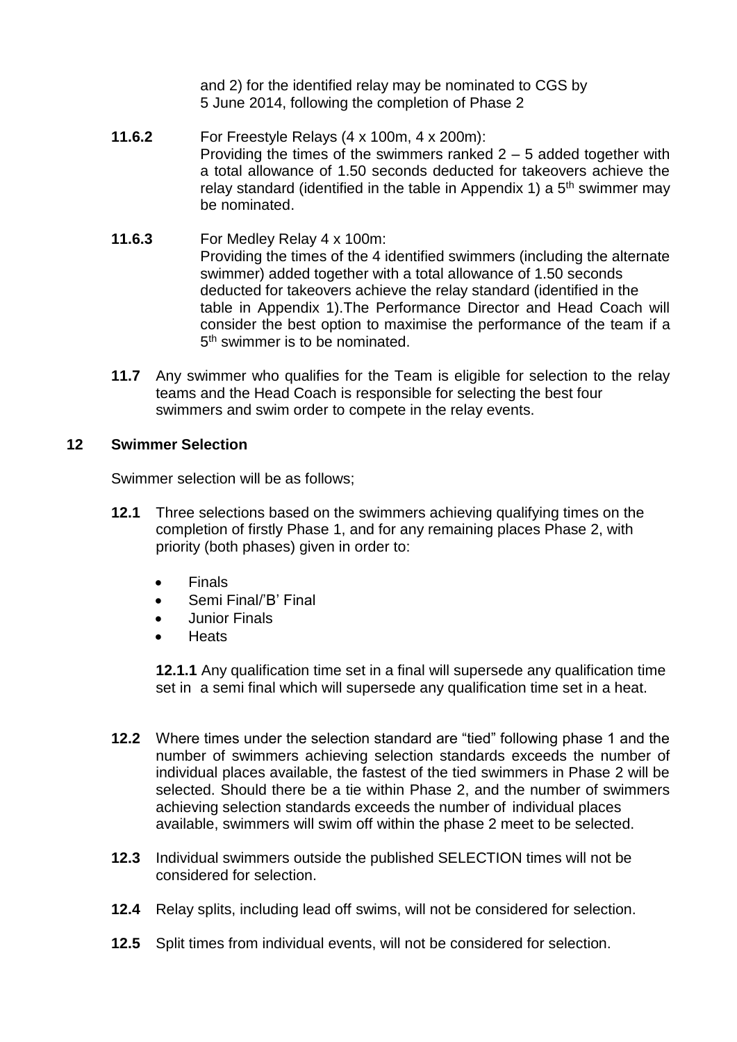and 2) for the identified relay may be nominated to CGS by 5 June 2014, following the completion of Phase 2

**11.6.2** For Freestyle Relays (4 x 100m, 4 x 200m):
Providing the times of the swimmers ranked 2 – 5 added together with a total allowance of 1.50 seconds deducted for takeovers achieve the relay standard (identified in the table in Appendix 1) a 5th swimmer may be nominated.

**11.6.3** For Medley Relay 4 x 100m:
Providing the times of the 4 identified swimmers (including the alternate swimmer) added together with a total allowance of 1.50 seconds deducted for takeovers achieve the relay standard (identified in the table in Appendix 1).The Performance Director and Head Coach will consider the best option to maximise the performance of the team if a 5th swimmer is to be nominated.

**11.7** Any swimmer who qualifies for the Team is eligible for selection to the relay teams and the Head Coach is responsible for selecting the best four swimmers and swim order to compete in the relay events.

## 12 Swimmer Selection

Swimmer selection will be as follows;

**12.1** Three selections based on the swimmers achieving qualifying times on the completion of firstly Phase 1, and for any remaining places Phase 2, with priority (both phases) given in order to:

- Finals
- Semi Final/'B' Final
- Junior Finals
- Heats

**12.1.1** Any qualification time set in a final will supersede any qualification time set in a semi final which will supersede any qualification time set in a heat.

**12.2** Where times under the selection standard are "tied" following phase 1 and the number of swimmers achieving selection standards exceeds the number of individual places available, the fastest of the tied swimmers in Phase 2 will be selected. Should there be a tie within Phase 2, and the number of swimmers achieving selection standards exceeds the number of individual places available, swimmers will swim off within the phase 2 meet to be selected.

**12.3** Individual swimmers outside the published SELECTION times will not be considered for selection.

**12.4** Relay splits, including lead off swims, will not be considered for selection.

**12.5** Split times from individual events, will not be considered for selection.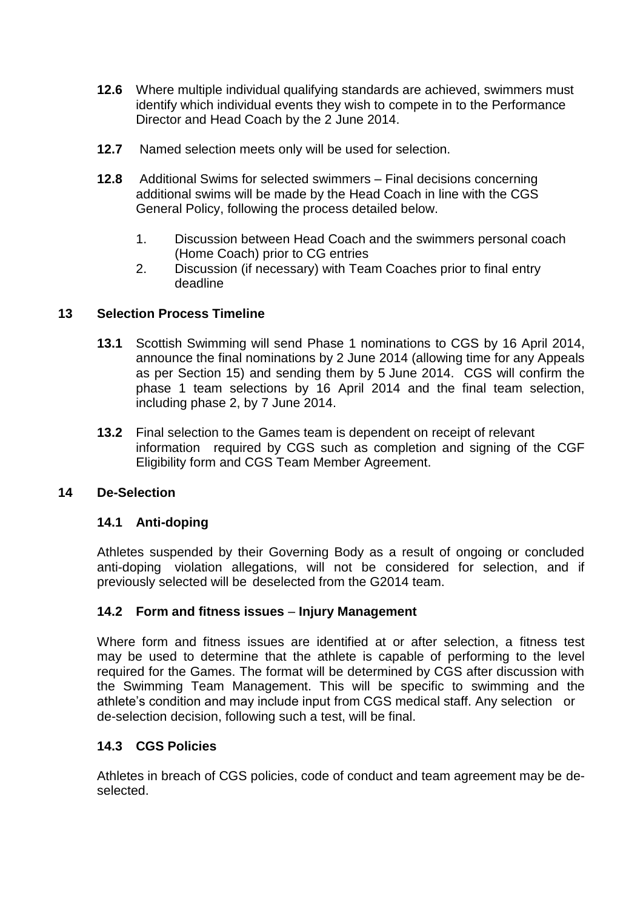**12.6** Where multiple individual qualifying standards are achieved, swimmers must identify which individual events they wish to compete in to the Performance Director and Head Coach by the 2 June 2014.

**12.7** Named selection meets only will be used for selection.

**12.8** Additional Swims for selected swimmers – Final decisions concerning additional swims will be made by the Head Coach in line with the CGS General Policy, following the process detailed below.

1. Discussion between Head Coach and the swimmers personal coach (Home Coach) prior to CG entries
2. Discussion (if necessary) with Team Coaches prior to final entry deadline

## 13 Selection Process Timeline

**13.1** Scottish Swimming will send Phase 1 nominations to CGS by 16 April 2014, announce the final nominations by 2 June 2014 (allowing time for any Appeals as per Section 15) and sending them by 5 June 2014. CGS will confirm the phase 1 team selections by 16 April 2014 and the final team selection, including phase 2, by 7 June 2014.

**13.2** Final selection to the Games team is dependent on receipt of relevant information required by CGS such as completion and signing of the CGF Eligibility form and CGS Team Member Agreement.

## 14 De-Selection

### 14.1 Anti-doping

Athletes suspended by their Governing Body as a result of ongoing or concluded anti-doping violation allegations, will not be considered for selection, and if previously selected will be deselected from the G2014 team.

### 14.2 Form and fitness issues – Injury Management

Where form and fitness issues are identified at or after selection, a fitness test may be used to determine that the athlete is capable of performing to the level required for the Games. The format will be determined by CGS after discussion with the Swimming Team Management. This will be specific to swimming and the athlete's condition and may include input from CGS medical staff. Any selection or de-selection decision, following such a test, will be final.

### 14.3 CGS Policies

Athletes in breach of CGS policies, code of conduct and team agreement may be de-selected.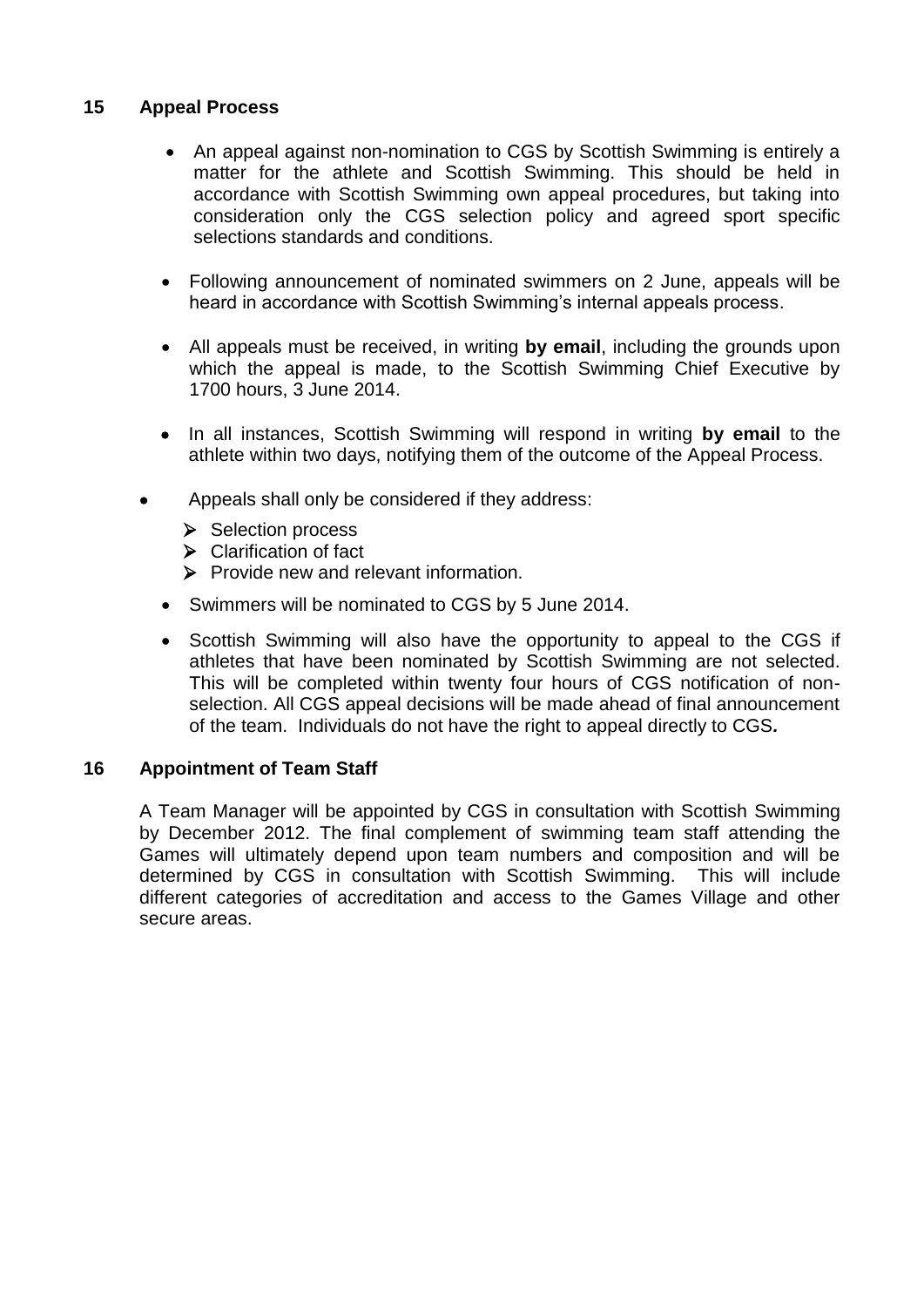## 15 Appeal Process

- An appeal against non-nomination to CGS by Scottish Swimming is entirely a matter for the athlete and Scottish Swimming. This should be held in accordance with Scottish Swimming own appeal procedures, but taking into consideration only the CGS selection policy and agreed sport specific selections standards and conditions.

- Following announcement of nominated swimmers on 2 June, appeals will be heard in accordance with Scottish Swimming's internal appeals process.

- All appeals must be received, in writing **by email**, including the grounds upon which the appeal is made, to the Scottish Swimming Chief Executive by 1700 hours, 3 June 2014.

- In all instances, Scottish Swimming will respond in writing **by email** to the athlete within two days, notifying them of the outcome of the Appeal Process.

- Appeals shall only be considered if they address:
  - Selection process
  - Clarification of fact
  - Provide new and relevant information.

- Swimmers will be nominated to CGS by 5 June 2014.

- Scottish Swimming will also have the opportunity to appeal to the CGS if athletes that have been nominated by Scottish Swimming are not selected. This will be completed within twenty four hours of CGS notification of non-selection. All CGS appeal decisions will be made ahead of final announcement of the team. Individuals do not have the right to appeal directly to CGS***.***

## 16 Appointment of Team Staff

A Team Manager will be appointed by CGS in consultation with Scottish Swimming by December 2012. The final complement of swimming team staff attending the Games will ultimately depend upon team numbers and composition and will be determined by CGS in consultation with Scottish Swimming. This will include different categories of accreditation and access to the Games Village and other secure areas.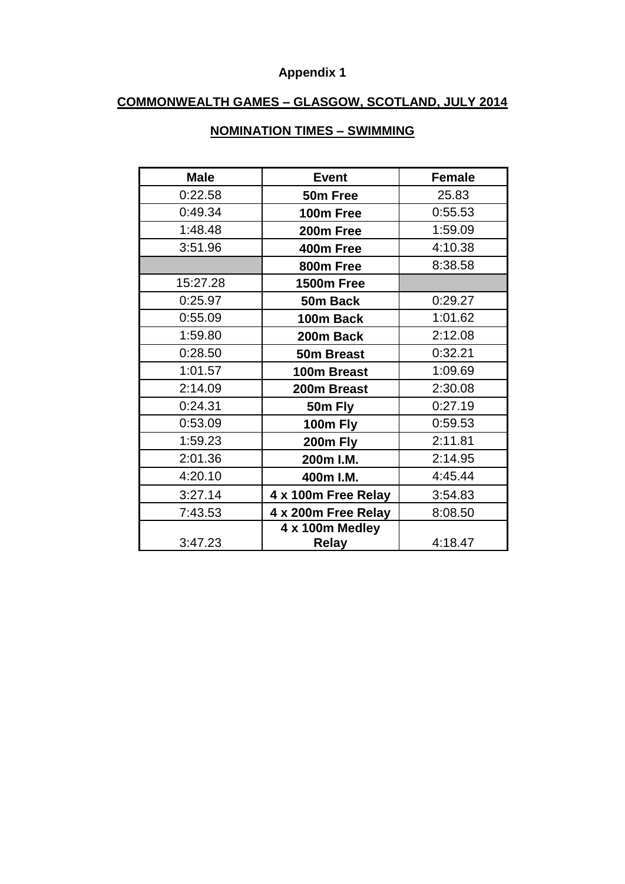**Appendix 1**

## COMMONWEALTH GAMES – GLASGOW, SCOTLAND, JULY 2014

## NOMINATION TIMES – SWIMMING

| Male | Event | Female |
|---|---|---|
| 0:22.58 | **50m Free** | 25.83 |
| 0:49.34 | **100m Free** | 0:55.53 |
| 1:48.48 | **200m Free** | 1:59.09 |
| 3:51.96 | **400m Free** | 4:10.38 |
| | **800m Free** | 8:38.58 |
| 15:27.28 | **1500m Free** | |
| 0:25.97 | **50m Back** | 0:29.27 |
| 0:55.09 | **100m Back** | 1:01.62 |
| 1:59.80 | **200m Back** | 2:12.08 |
| 0:28.50 | **50m Breast** | 0:32.21 |
| 1:01.57 | **100m Breast** | 1:09.69 |
| 2:14.09 | **200m Breast** | 2:30.08 |
| 0:24.31 | **50m Fly** | 0:27.19 |
| 0:53.09 | **100m Fly** | 0:59.53 |
| 1:59.23 | **200m Fly** | 2:11.81 |
| 2:01.36 | **200m I.M.** | 2:14.95 |
| 4:20.10 | **400m I.M.** | 4:45.44 |
| 3:27.14 | **4 x 100m Free Relay** | 3:54.83 |
| 7:43.53 | **4 x 200m Free Relay** | 8:08.50 |
| 3:47.23 | **4 x 100m Medley Relay** | 4:18.47 |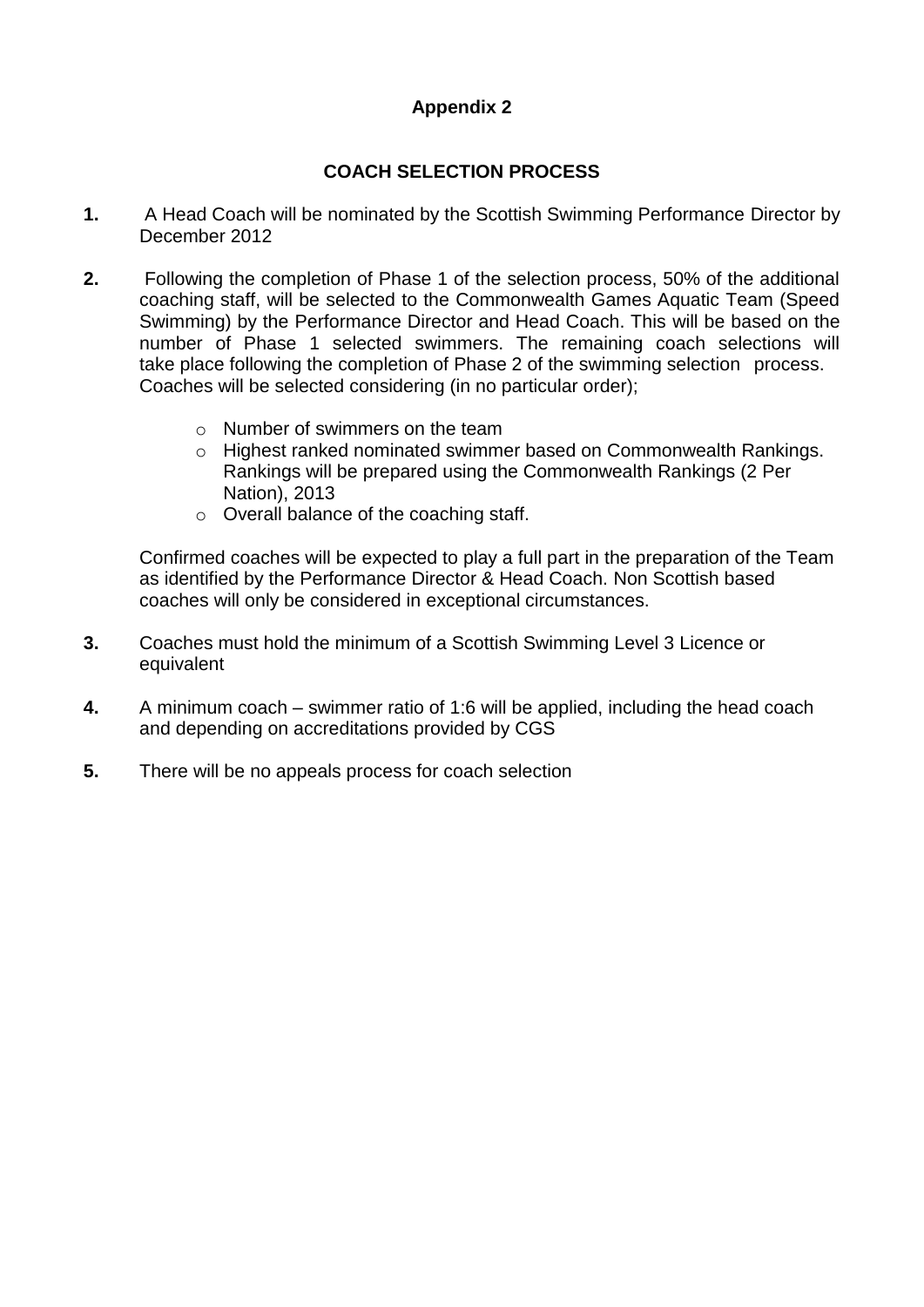**Appendix 2**

**COACH SELECTION PROCESS**

**1.** A Head Coach will be nominated by the Scottish Swimming Performance Director by December 2012

**2.** Following the completion of Phase 1 of the selection process, 50% of the additional coaching staff, will be selected to the Commonwealth Games Aquatic Team (Speed Swimming) by the Performance Director and Head Coach. This will be based on the number of Phase 1 selected swimmers. The remaining coach selections will take place following the completion of Phase 2 of the swimming selection process. Coaches will be selected considering (in no particular order);

- Number of swimmers on the team
- Highest ranked nominated swimmer based on Commonwealth Rankings. Rankings will be prepared using the Commonwealth Rankings (2 Per Nation), 2013
- Overall balance of the coaching staff.

Confirmed coaches will be expected to play a full part in the preparation of the Team as identified by the Performance Director & Head Coach. Non Scottish based coaches will only be considered in exceptional circumstances.

**3.** Coaches must hold the minimum of a Scottish Swimming Level 3 Licence or equivalent

**4.** A minimum coach – swimmer ratio of 1:6 will be applied, including the head coach and depending on accreditations provided by CGS

**5.** There will be no appeals process for coach selection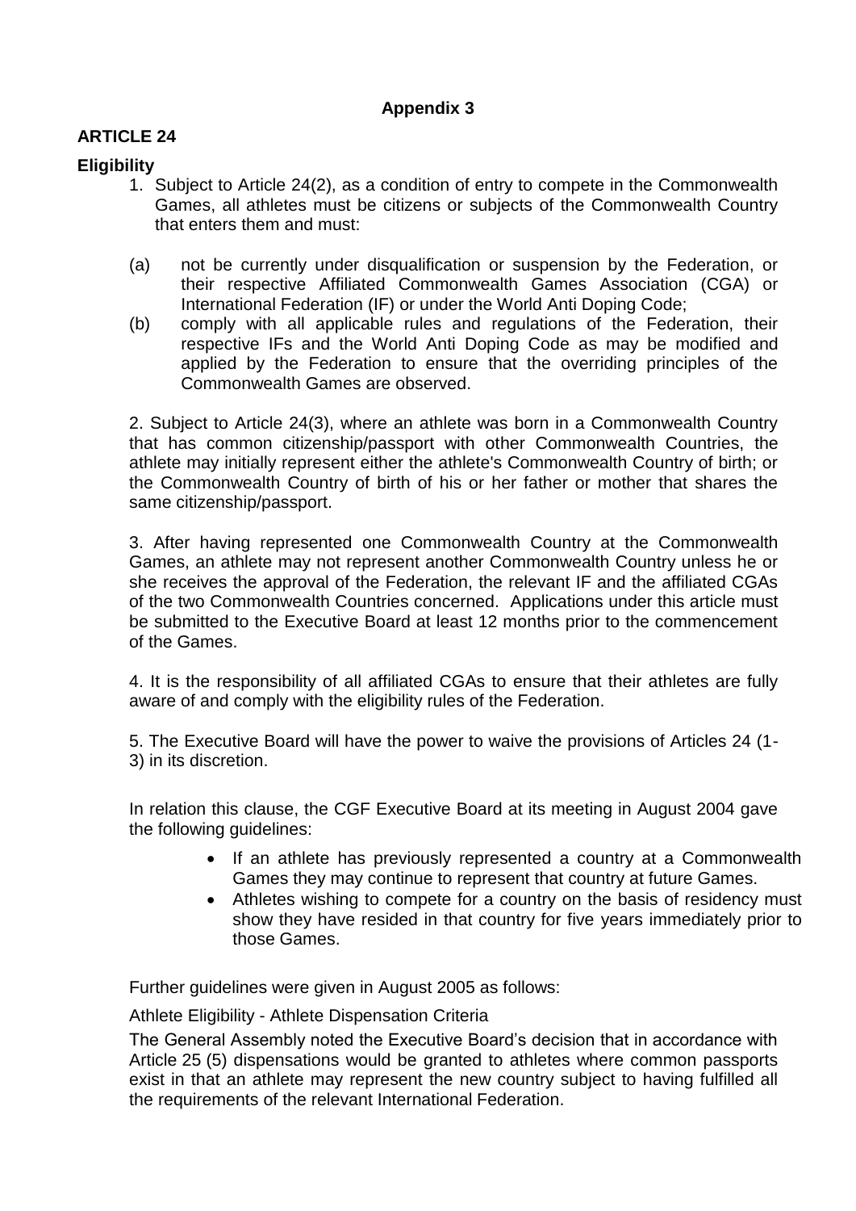**Appendix 3**

## ARTICLE 24

### Eligibility

1. Subject to Article 24(2), as a condition of entry to compete in the Commonwealth Games, all athletes must be citizens or subjects of the Commonwealth Country that enters them and must:

(a) not be currently under disqualification or suspension by the Federation, or their respective Affiliated Commonwealth Games Association (CGA) or International Federation (IF) or under the World Anti Doping Code;

(b) comply with all applicable rules and regulations of the Federation, their respective IFs and the World Anti Doping Code as may be modified and applied by the Federation to ensure that the overriding principles of the Commonwealth Games are observed.

2. Subject to Article 24(3), where an athlete was born in a Commonwealth Country that has common citizenship/passport with other Commonwealth Countries, the athlete may initially represent either the athlete's Commonwealth Country of birth; or the Commonwealth Country of birth of his or her father or mother that shares the same citizenship/passport.

3. After having represented one Commonwealth Country at the Commonwealth Games, an athlete may not represent another Commonwealth Country unless he or she receives the approval of the Federation, the relevant IF and the affiliated CGAs of the two Commonwealth Countries concerned. Applications under this article must be submitted to the Executive Board at least 12 months prior to the commencement of the Games.

4. It is the responsibility of all affiliated CGAs to ensure that their athletes are fully aware of and comply with the eligibility rules of the Federation.

5. The Executive Board will have the power to waive the provisions of Articles 24 (1-3) in its discretion.

In relation this clause, the CGF Executive Board at its meeting in August 2004 gave the following guidelines:

- If an athlete has previously represented a country at a Commonwealth Games they may continue to represent that country at future Games.
- Athletes wishing to compete for a country on the basis of residency must show they have resided in that country for five years immediately prior to those Games.

Further guidelines were given in August 2005 as follows:

Athlete Eligibility - Athlete Dispensation Criteria

The General Assembly noted the Executive Board's decision that in accordance with Article 25 (5) dispensations would be granted to athletes where common passports exist in that an athlete may represent the new country subject to having fulfilled all the requirements of the relevant International Federation.